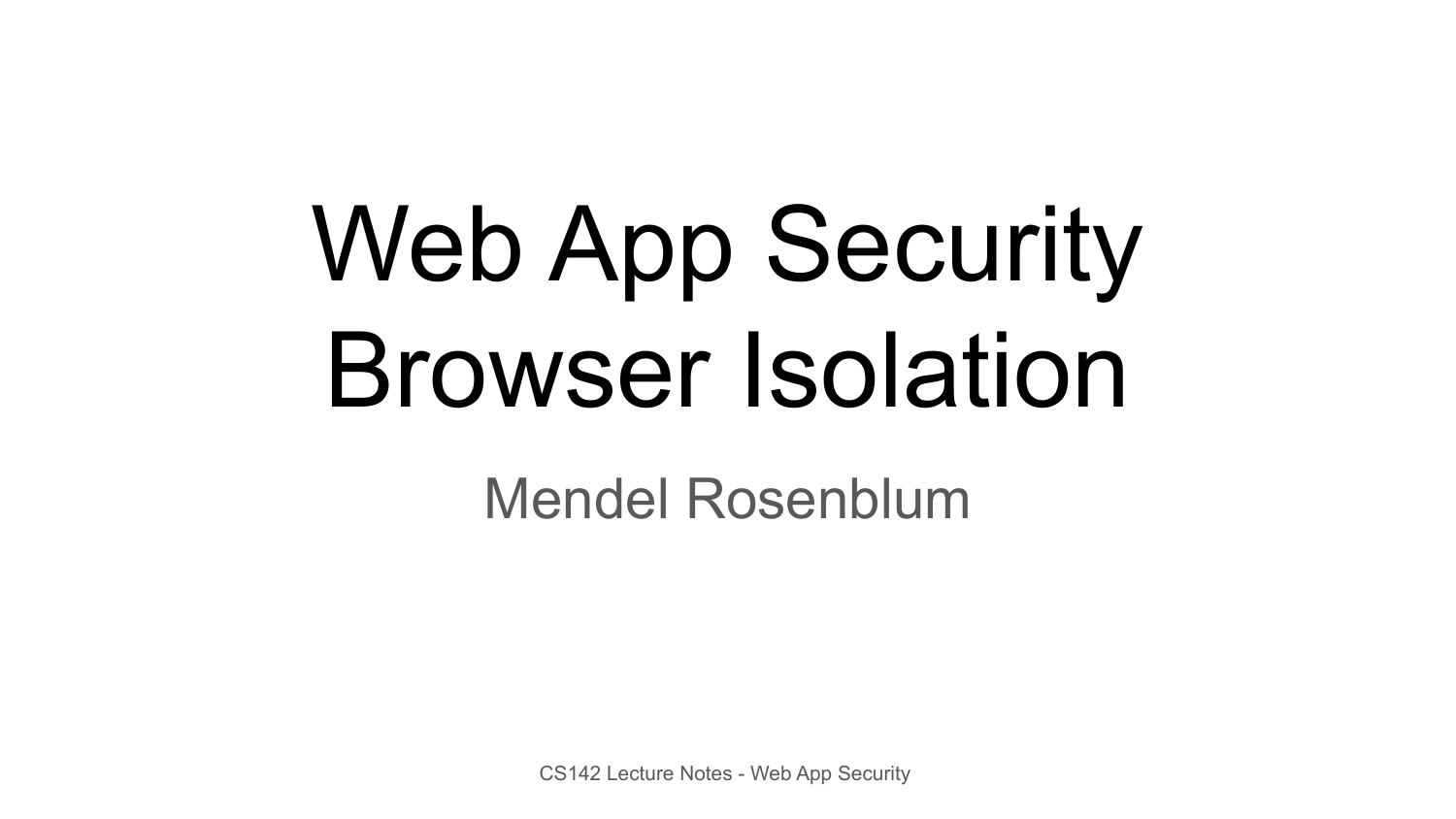# Web App Security
# Browser Isolation

Mendel Rosenblum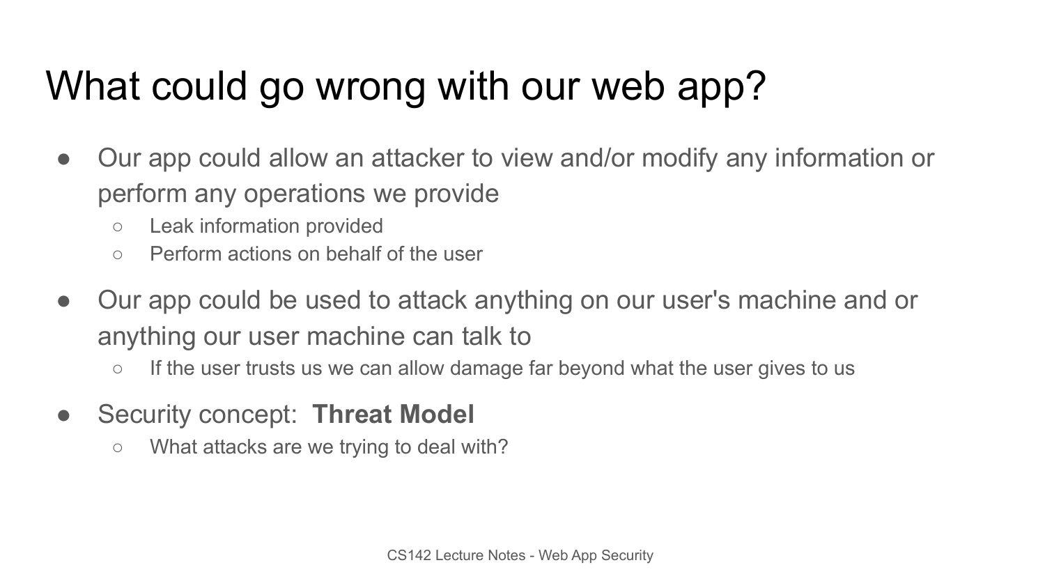# What could go wrong with our web app?

- Our app could allow an attacker to view and/or modify any information or perform any operations we provide
  - Leak information provided
  - Perform actions on behalf of the user
- Our app could be used to attack anything on our user's machine and or anything our user machine can talk to
  - If the user trusts us we can allow damage far beyond what the user gives to us
- Security concept: **Threat Model**
  - What attacks are we trying to deal with?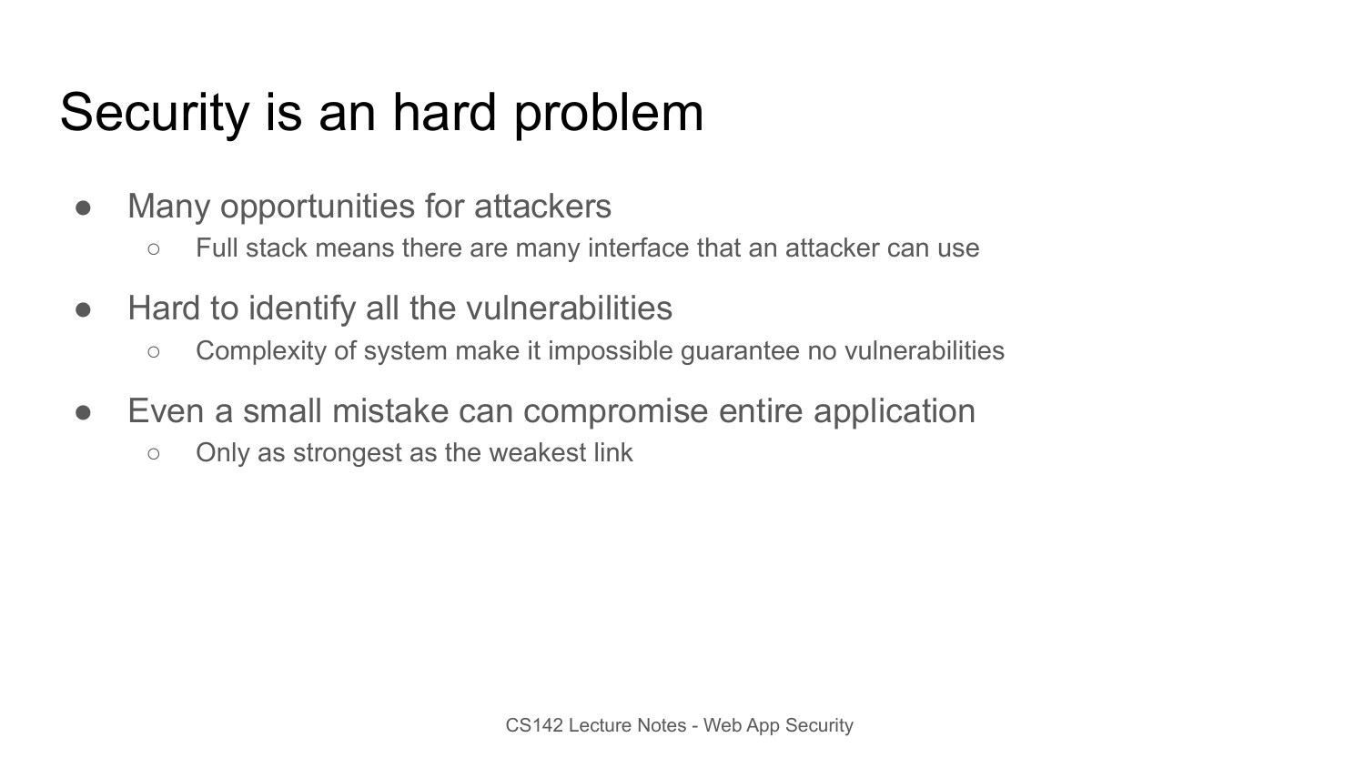# Security is an hard problem

- Many opportunities for attackers
  - Full stack means there are many interface that an attacker can use
- Hard to identify all the vulnerabilities
  - Complexity of system make it impossible guarantee no vulnerabilities
- Even a small mistake can compromise entire application
  - Only as strongest as the weakest link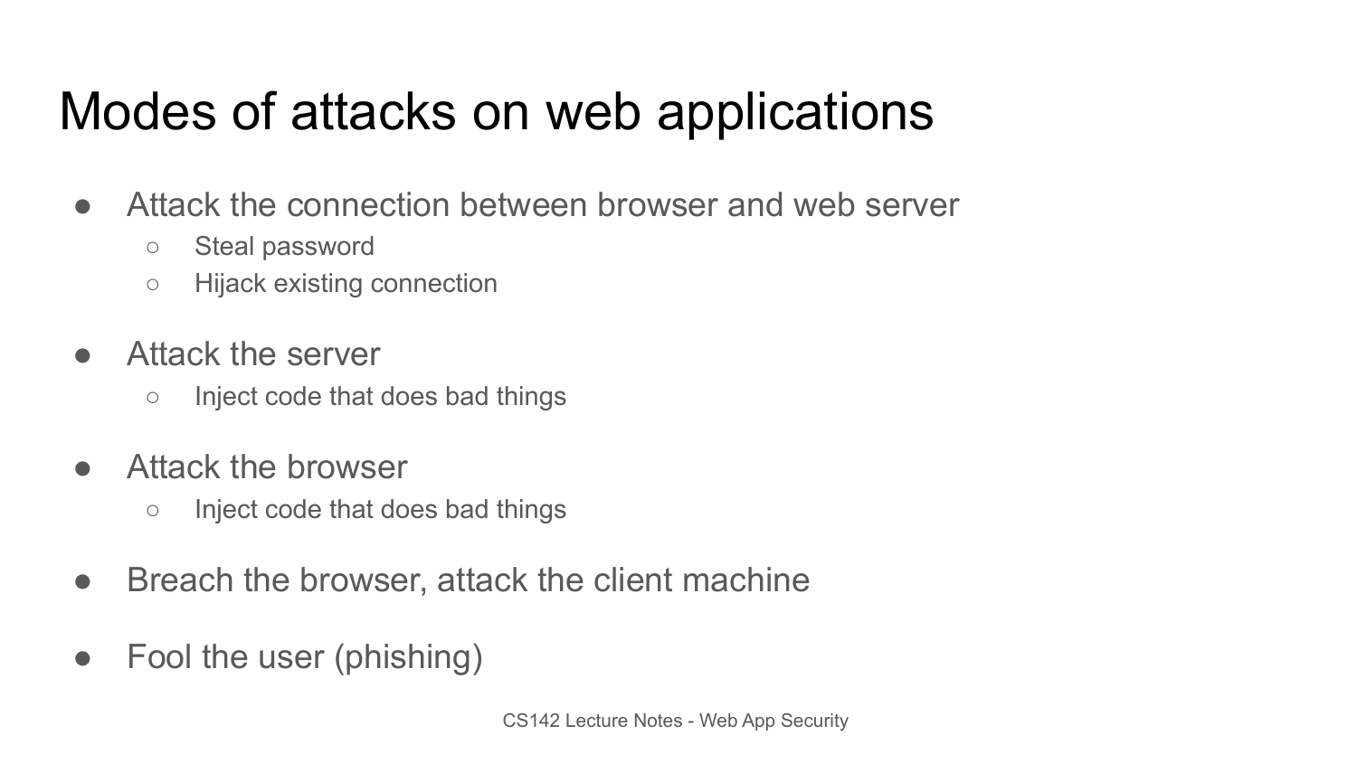# Modes of attacks on web applications

- Attack the connection between browser and web server
  - Steal password
  - Hijack existing connection
- Attack the server
  - Inject code that does bad things
- Attack the browser
  - Inject code that does bad things
- Breach the browser, attack the client machine
- Fool the user (phishing)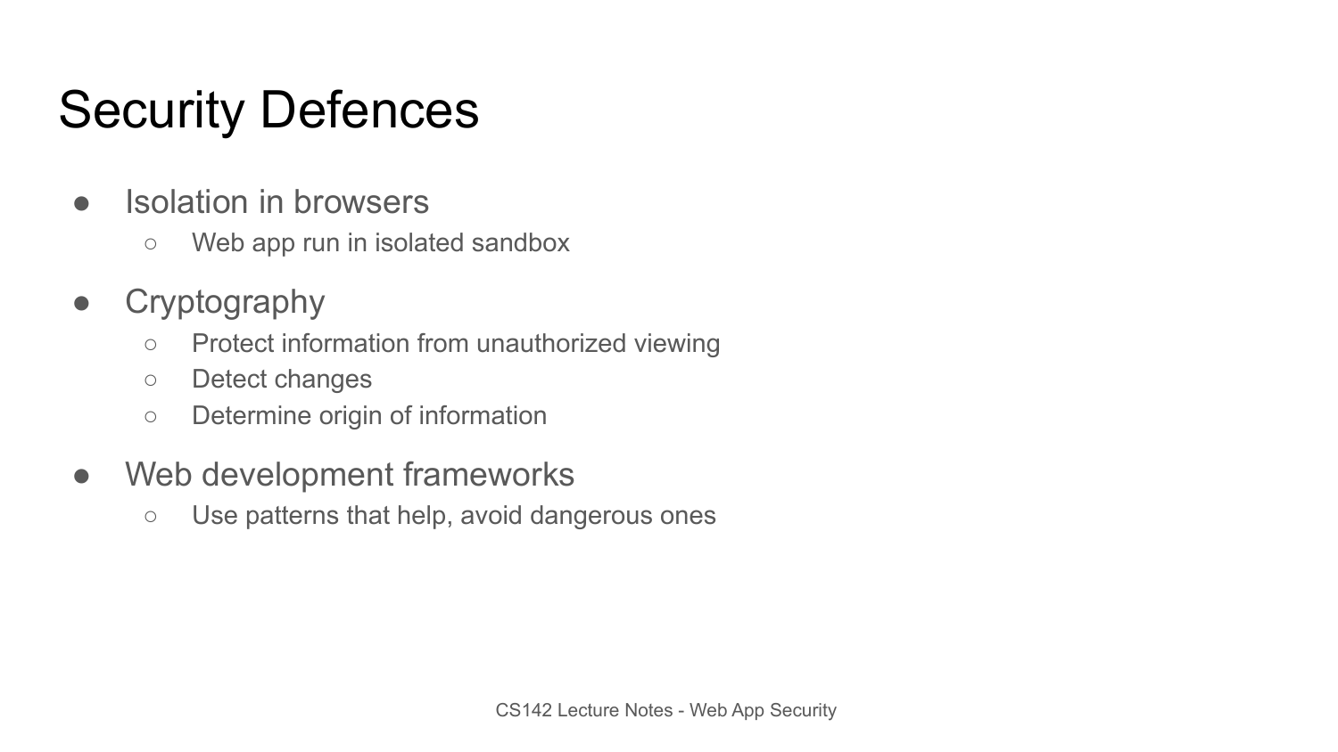# Security Defences

- Isolation in browsers
  - Web app run in isolated sandbox
- Cryptography
  - Protect information from unauthorized viewing
  - Detect changes
  - Determine origin of information
- Web development frameworks
  - Use patterns that help, avoid dangerous ones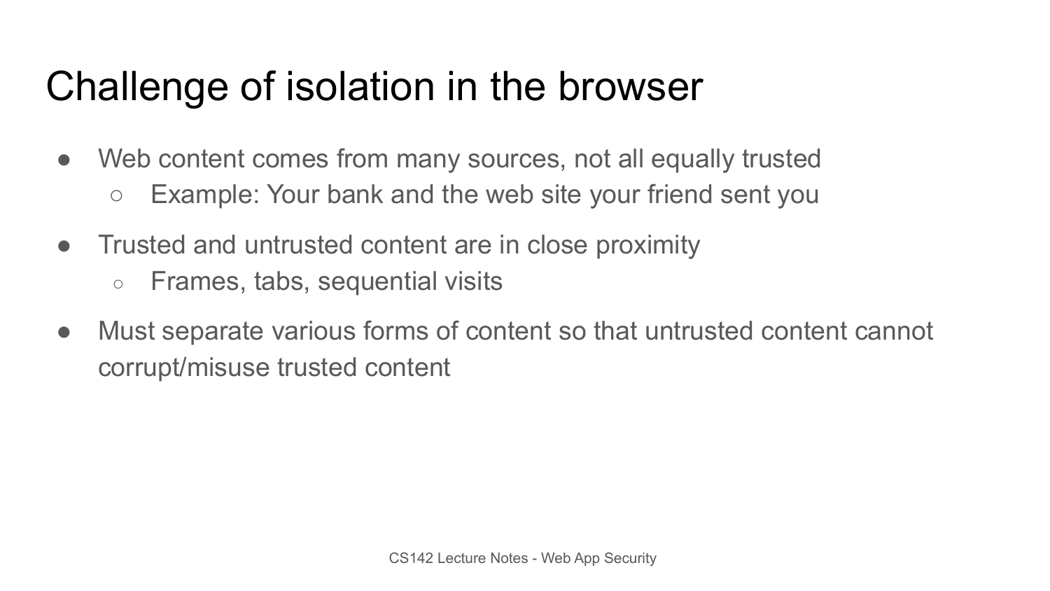# Challenge of isolation in the browser

- Web content comes from many sources, not all equally trusted
  - Example: Your bank and the web site your friend sent you
- Trusted and untrusted content are in close proximity
  - Frames, tabs, sequential visits
- Must separate various forms of content so that untrusted content cannot corrupt/misuse trusted content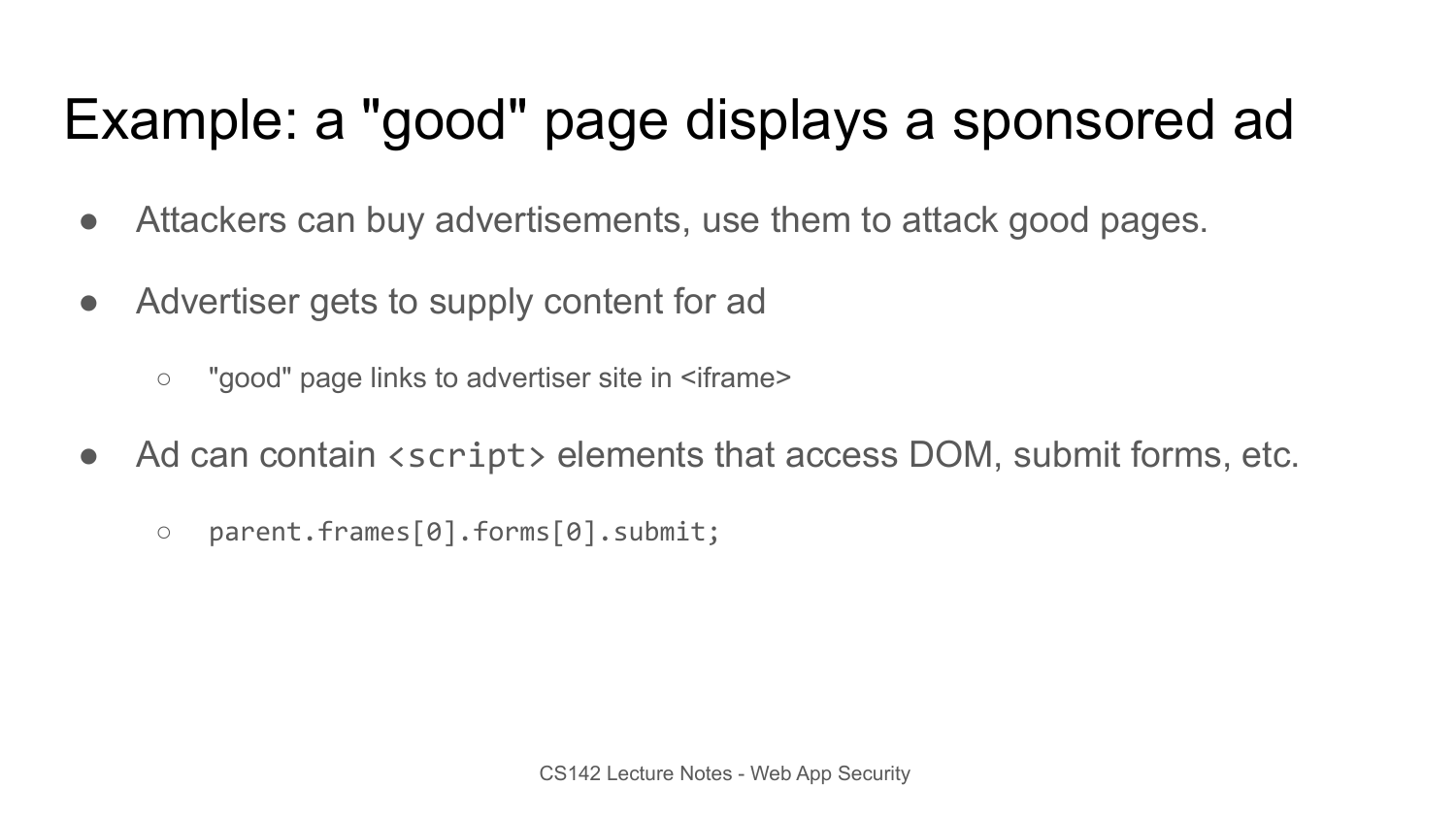# Example: a "good" page displays a sponsored ad

- Attackers can buy advertisements, use them to attack good pages.
- Advertiser gets to supply content for ad
  - "good" page links to advertiser site in <iframe>
- Ad can contain `<script>` elements that access DOM, submit forms, etc.
  - `parent.frames[0].forms[0].submit;`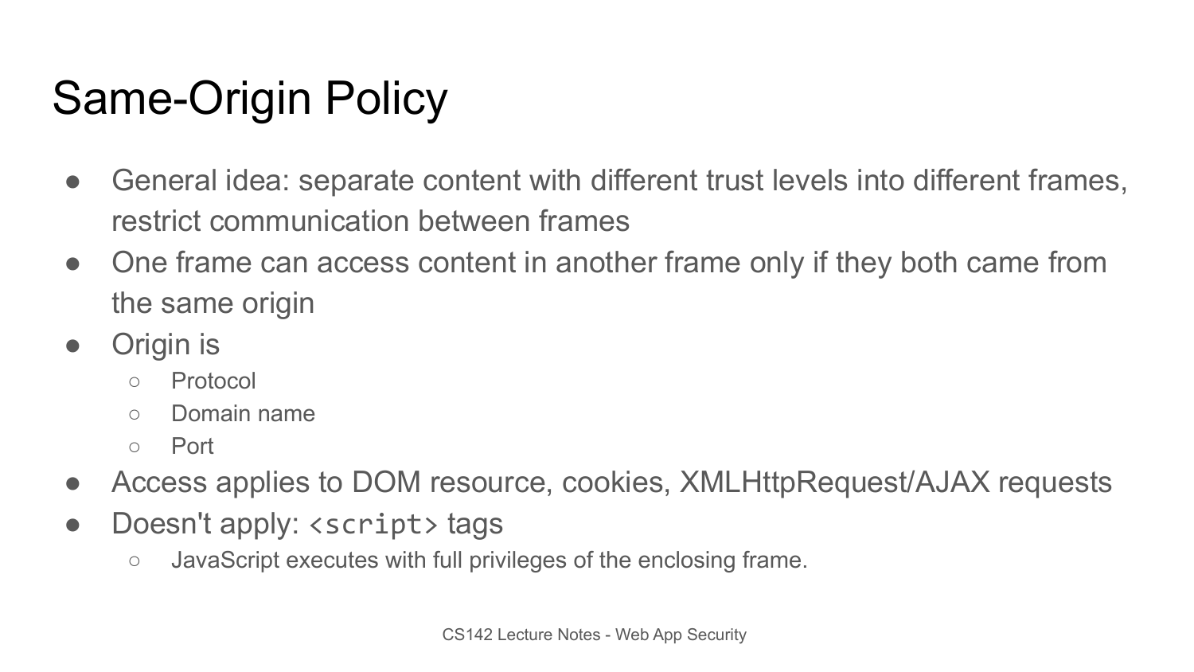# Same-Origin Policy

- General idea: separate content with different trust levels into different frames, restrict communication between frames
- One frame can access content in another frame only if they both came from the same origin
- Origin is
  - Protocol
  - Domain name
  - Port
- Access applies to DOM resource, cookies, XMLHttpRequest/AJAX requests
- Doesn't apply: `<script>` tags
  - JavaScript executes with full privileges of the enclosing frame.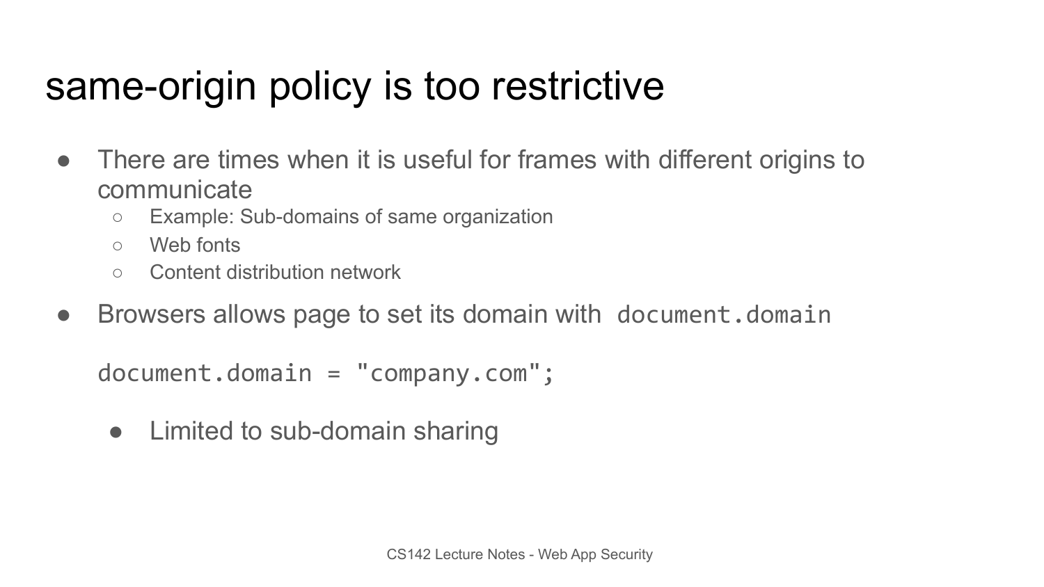# same-origin policy is too restrictive

- There are times when it is useful for frames with different origins to communicate
  - Example: Sub-domains of same organization
  - Web fonts
  - Content distribution network
- Browsers allows page to set its domain with `document.domain`

```
document.domain = "company.com";
```

- Limited to sub-domain sharing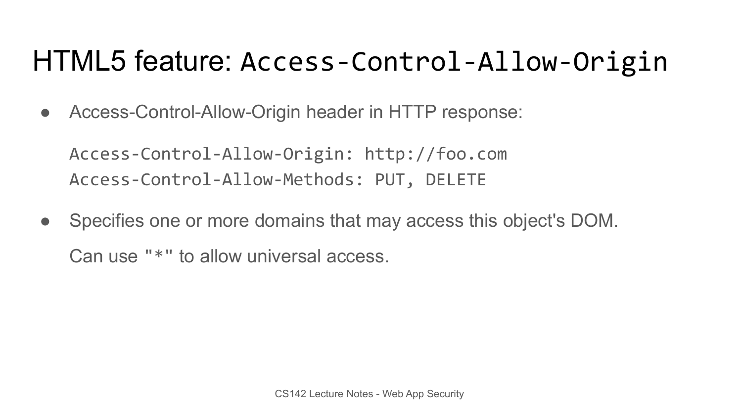# HTML5 feature: `Access-Control-Allow-Origin`

- Access-Control-Allow-Origin header in HTTP response:

```
Access-Control-Allow-Origin: http://foo.com
Access-Control-Allow-Methods: PUT, DELETE
```

- Specifies one or more domains that may access this object's DOM.

  Can use `"*"` to allow universal access.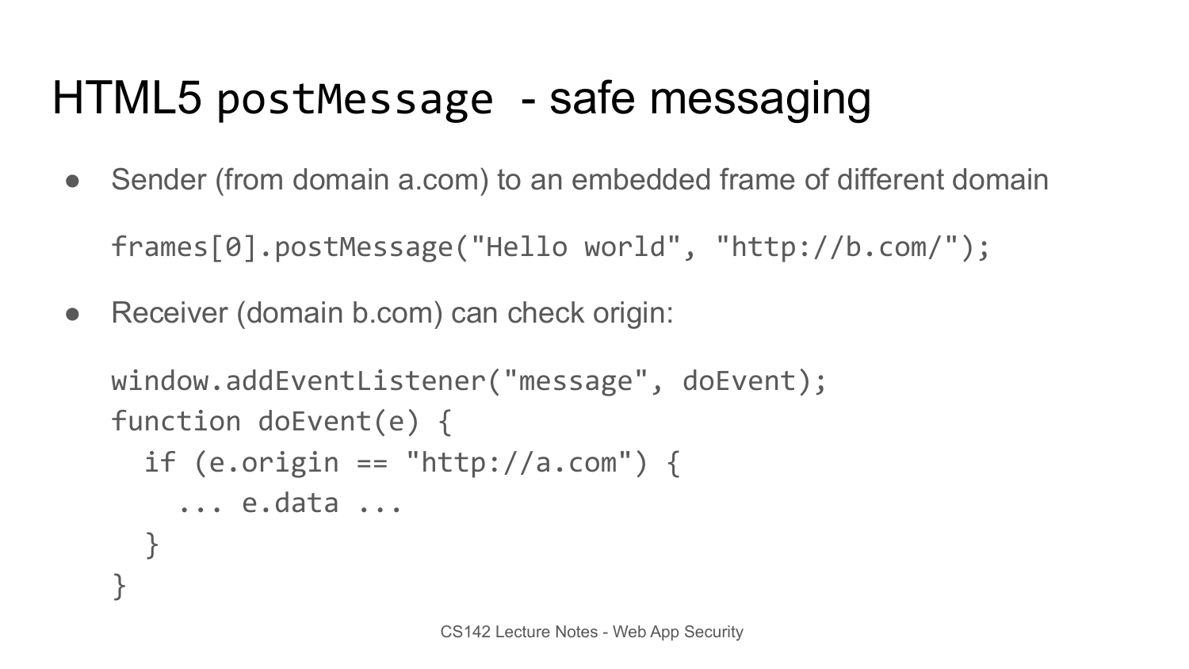# HTML5 `postMessage` - safe messaging

- Sender (from domain a.com) to an embedded frame of different domain

```
frames[0].postMessage("Hello world", "http://b.com/");
```

- Receiver (domain b.com) can check origin:

```
window.addEventListener("message", doEvent);
function doEvent(e) {
  if (e.origin == "http://a.com") {
    ... e.data ...
  }
}
```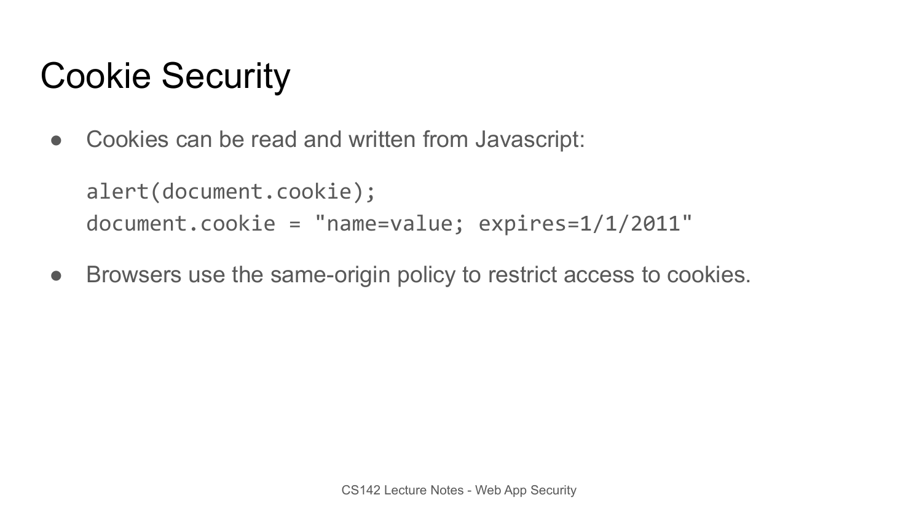# Cookie Security

- Cookies can be read and written from Javascript:

```
alert(document.cookie);
document.cookie = "name=value; expires=1/1/2011"
```

- Browsers use the same-origin policy to restrict access to cookies.